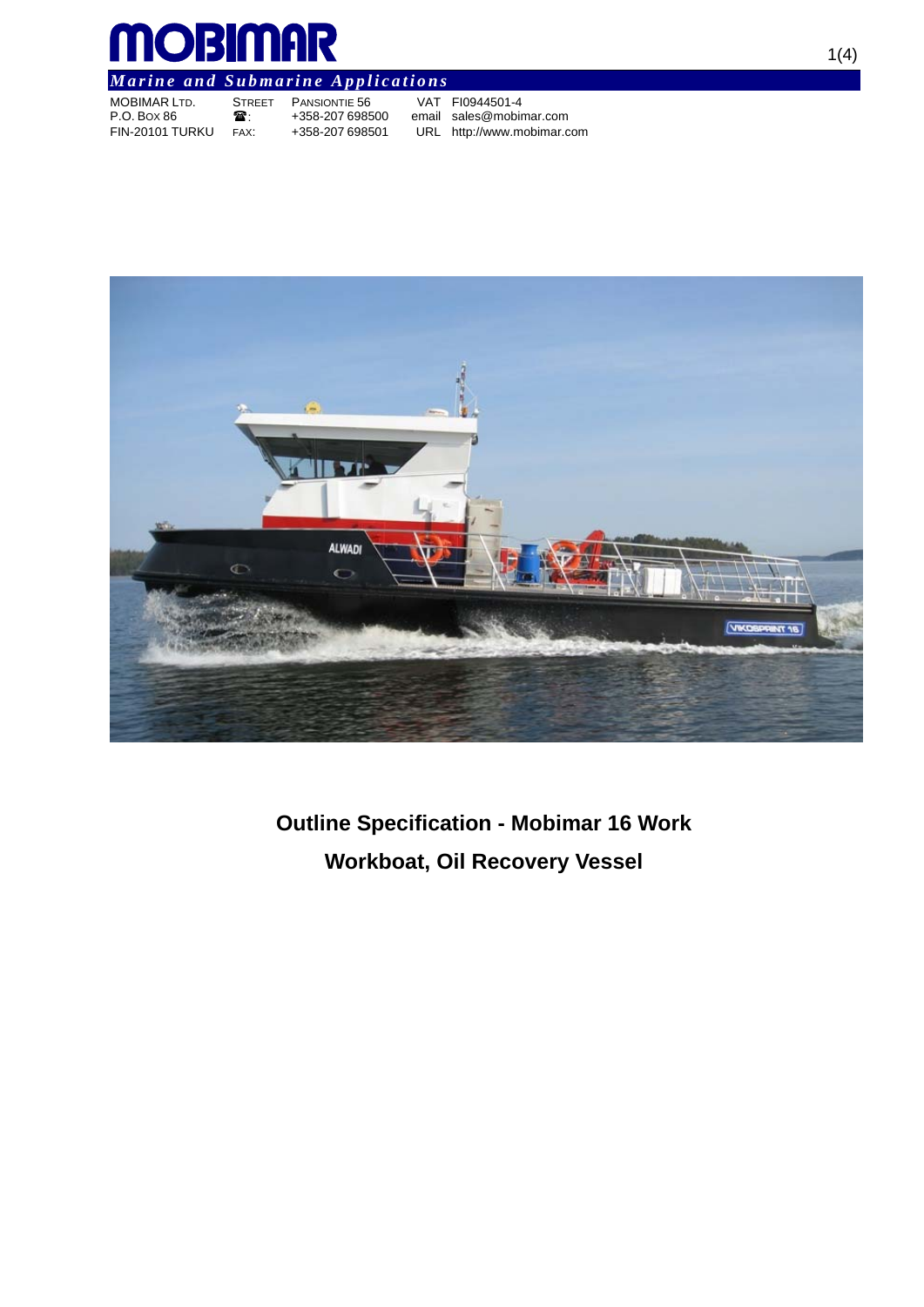# MOBIMAR

*Marine and Submarine Applications*

| | | | |
|---|---|---|---|
| MOBIMAR LTD. | STREET | PANSIONTIE 56 | VAT FI0944501-4 |
| P.O. BOX 86 | ☎: | +358-207 698500 | email sales@mobimar.com |
| FIN-20101 TURKU | FAX: | +358-207 698501 | URL http://www.mobimar.com |

## Outline Specification - Mobimar 16 Work

## Workboat, Oil Recovery Vessel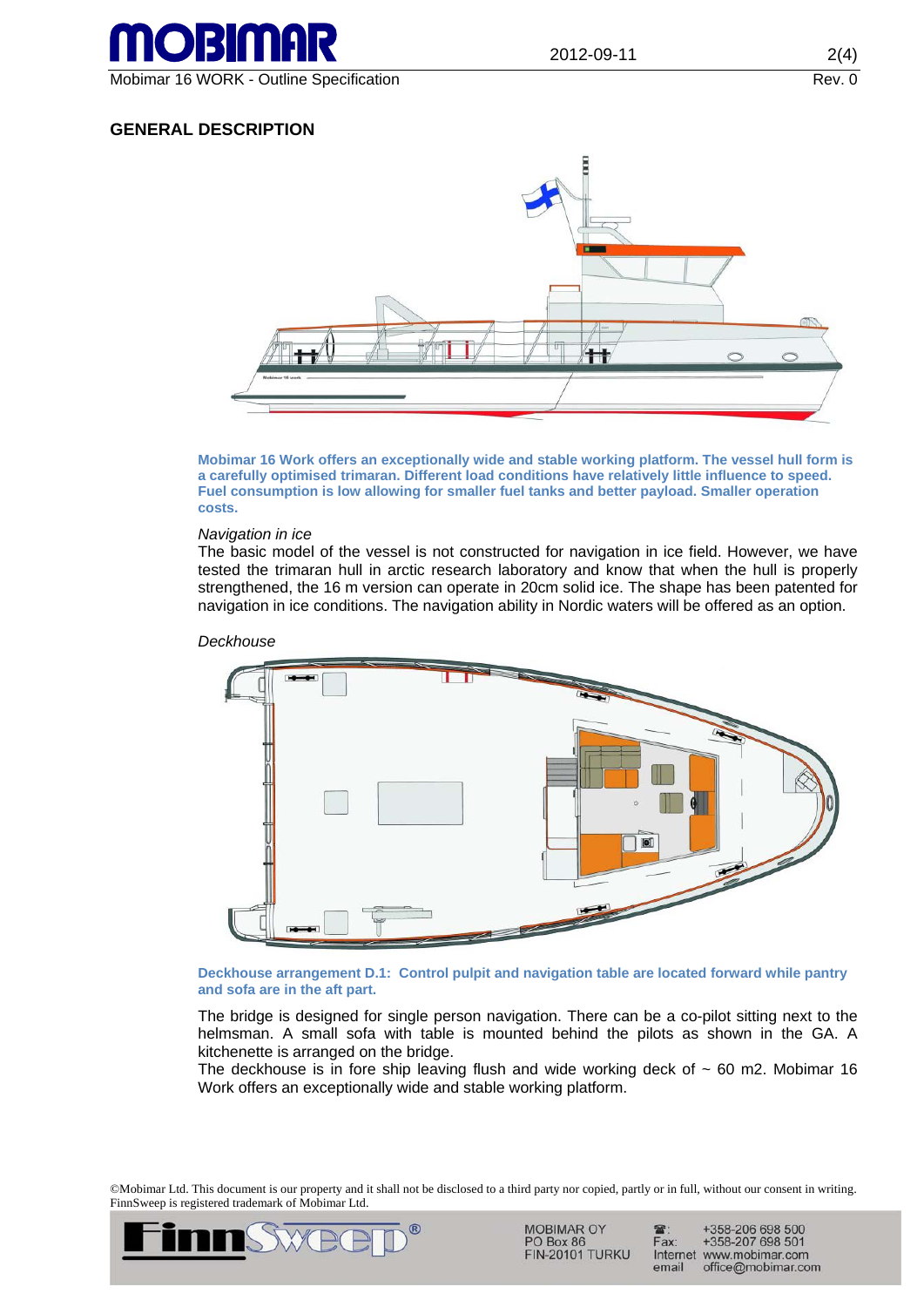## GENERAL DESCRIPTION

**Mobimar 16 Work offers an exceptionally wide and stable working platform. The vessel hull form is a carefully optimised trimaran. Different load conditions have relatively little influence to speed. Fuel consumption is low allowing for smaller fuel tanks and better payload. Smaller operation costs.**

*Navigation in ice*

The basic model of the vessel is not constructed for navigation in ice field. However, we have tested the trimaran hull in arctic research laboratory and know that when the hull is properly strengthened, the 16 m version can operate in 20cm solid ice. The shape has been patented for navigation in ice conditions. The navigation ability in Nordic waters will be offered as an option.

*Deckhouse*

**Deckhouse arrangement D.1: Control pulpit and navigation table are located forward while pantry and sofa are in the aft part.**

The bridge is designed for single person navigation. There can be a co-pilot sitting next to the helmsman. A small sofa with table is mounted behind the pilots as shown in the GA. A kitchenette is arranged on the bridge.

The deckhouse is in fore ship leaving flush and wide working deck of ~ 60 m2. Mobimar 16 Work offers an exceptionally wide and stable working platform.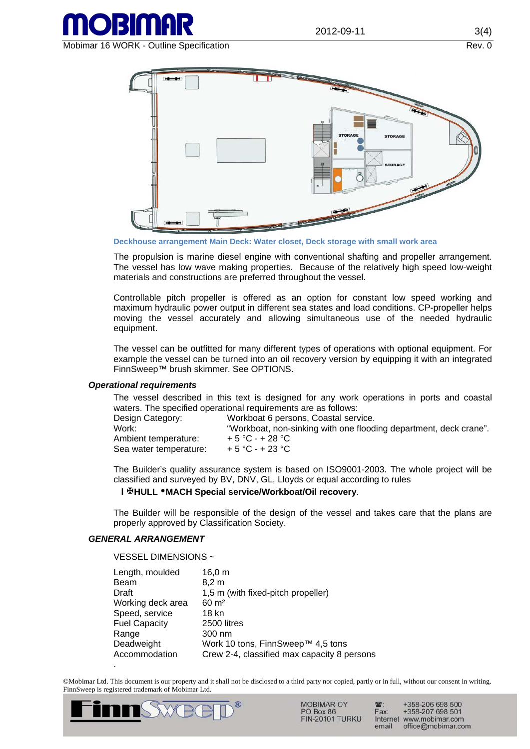Deckhouse arrangement Main Deck: Water closet, Deck storage with small work area

The propulsion is marine diesel engine with conventional shafting and propeller arrangement. The vessel has low wave making properties. Because of the relatively high speed low-weight materials and constructions are preferred throughout the vessel.

Controllable pitch propeller is offered as an option for constant low speed working and maximum hydraulic power output in different sea states and load conditions. CP-propeller helps moving the vessel accurately and allowing simultaneous use of the needed hydraulic equipment.

The vessel can be outfitted for many different types of operations with optional equipment. For example the vessel can be turned into an oil recovery version by equipping it with an integrated FinnSweep™ brush skimmer. See OPTIONS.

### *Operational requirements*

The vessel described in this text is designed for any work operations in ports and coastal waters. The specified operational requirements are as follows:

| | |
|---|---|
| Design Category: | Workboat 6 persons, Coastal service. |
| Work: | "Workboat, non-sinking with one flooding department, deck crane". |
| Ambient temperature: | + 5 °C - + 28 °C |
| Sea water temperature: | + 5 °C - + 23 °C |

The Builder's quality assurance system is based on ISO9001-2003. The whole project will be classified and surveyed by BV, DNV, GL, Lloyds or equal according to rules

**I ✠HULL •MACH Special service/Workboat/Oil recovery**.

The Builder will be responsible of the design of the vessel and takes care that the plans are properly approved by Classification Society.

## *GENERAL ARRANGEMENT*

VESSEL DIMENSIONS ~

| | |
|---|---|
| Length, moulded | 16,0 m |
| Beam | 8,2 m |
| Draft | 1,5 m (with fixed-pitch propeller) |
| Working deck area | 60 m² |
| Speed, service | 18 kn |
| Fuel Capacity | 2500 litres |
| Range | 300 nm |
| Deadweight | Work 10 tons, FinnSweep™ 4,5 tons |
| Accommodation | Crew 2-4, classified max capacity 8 persons |

.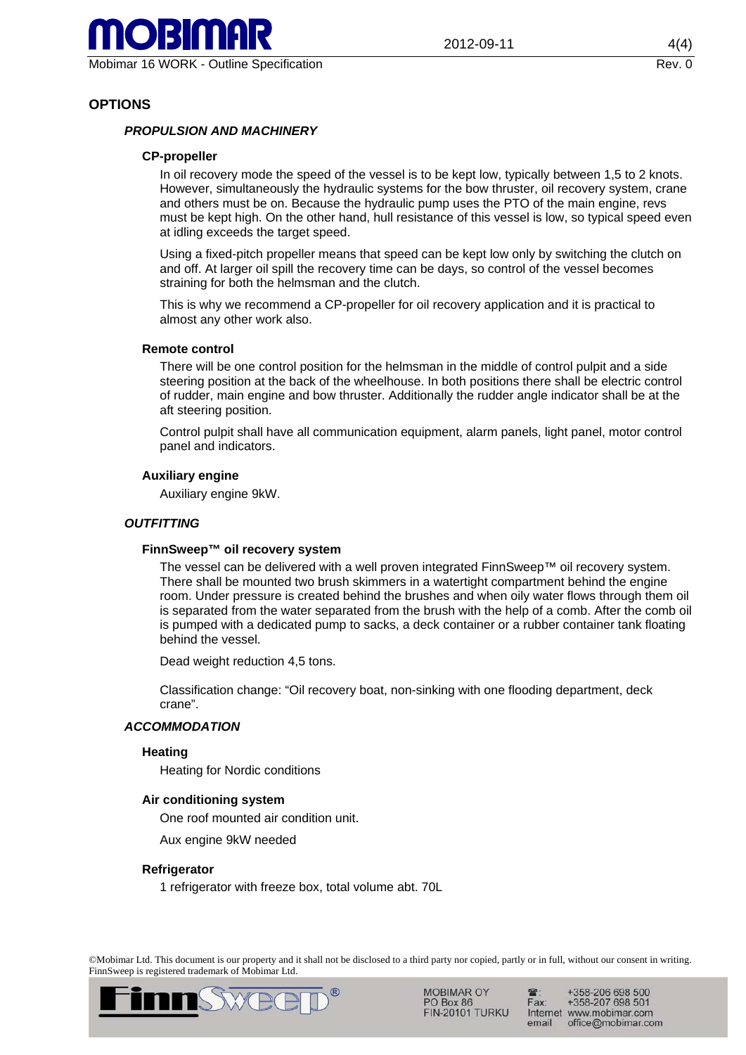## OPTIONS

### *PROPULSION AND MACHINERY*

#### CP-propeller

In oil recovery mode the speed of the vessel is to be kept low, typically between 1,5 to 2 knots. However, simultaneously the hydraulic systems for the bow thruster, oil recovery system, crane and others must be on. Because the hydraulic pump uses the PTO of the main engine, revs must be kept high. On the other hand, hull resistance of this vessel is low, so typical speed even at idling exceeds the target speed.

Using a fixed-pitch propeller means that speed can be kept low only by switching the clutch on and off. At larger oil spill the recovery time can be days, so control of the vessel becomes straining for both the helmsman and the clutch.

This is why we recommend a CP-propeller for oil recovery application and it is practical to almost any other work also.

#### Remote control

There will be one control position for the helmsman in the middle of control pulpit and a side steering position at the back of the wheelhouse. In both positions there shall be electric control of rudder, main engine and bow thruster. Additionally the rudder angle indicator shall be at the aft steering position.

Control pulpit shall have all communication equipment, alarm panels, light panel, motor control panel and indicators.

#### Auxiliary engine

Auxiliary engine 9kW.

### *OUTFITTING*

#### FinnSweep™ oil recovery system

The vessel can be delivered with a well proven integrated FinnSweep™ oil recovery system. There shall be mounted two brush skimmers in a watertight compartment behind the engine room. Under pressure is created behind the brushes and when oily water flows through them oil is separated from the water separated from the brush with the help of a comb. After the comb oil is pumped with a dedicated pump to sacks, a deck container or a rubber container tank floating behind the vessel.

Dead weight reduction 4,5 tons.

Classification change: “Oil recovery boat, non-sinking with one flooding department, deck crane”.

### *ACCOMMODATION*

#### Heating

Heating for Nordic conditions

#### Air conditioning system

One roof mounted air condition unit.

Aux engine 9kW needed

#### Refrigerator

1 refrigerator with freeze box, total volume abt. 70L

©Mobimar Ltd. This document is our property and it shall not be disclosed to a third party nor copied, partly or in full, without our consent in writing. FinnSweep is registered trademark of Mobimar Ltd.

MOBIMAR OY
PO Box 86
FIN-20101 TURKU

☎: +358-206 698 500
Fax: +358-207 698 501
Internet www.mobimar.com
email office@mobimar.com